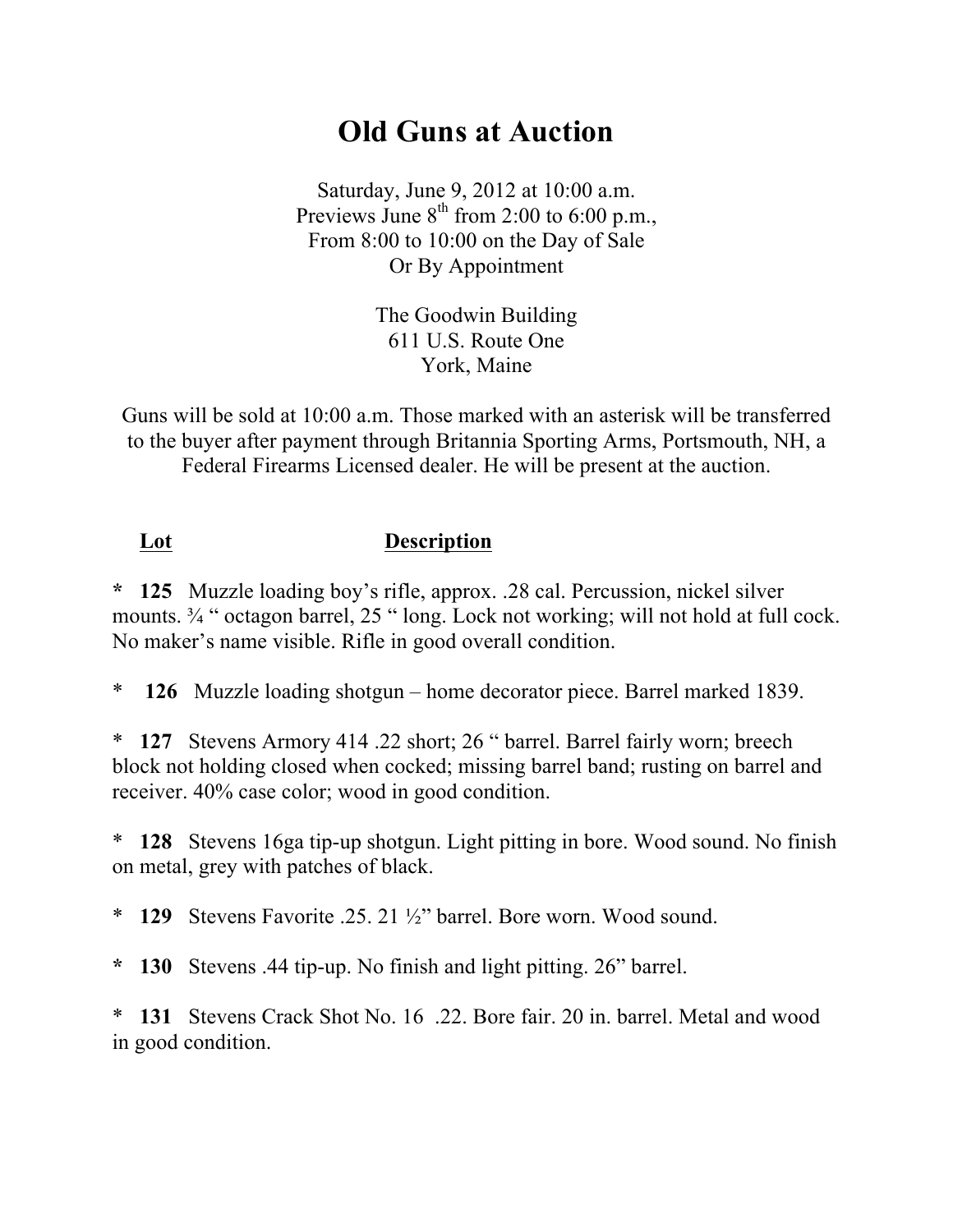# Old Guns at Auction

Saturday, June 9, 2012 at 10:00 a.m.
Previews June 8th from 2:00 to 6:00 p.m.,
From 8:00 to 10:00 on the Day of Sale
Or By Appointment

The Goodwin Building
611 U.S. Route One
York, Maine

Guns will be sold at 10:00 a.m. Those marked with an asterisk will be transferred to the buyer after payment through Britannia Sporting Arms, Portsmouth, NH, a Federal Firearms Licensed dealer. He will be present at the auction.

**Lot** **Description**

**\* 125** Muzzle loading boy's rifle, approx. .28 cal. Percussion, nickel silver mounts. ¾ " octagon barrel, 25 " long. Lock not working; will not hold at full cock. No maker's name visible. Rifle in good overall condition.

\* **126** Muzzle loading shotgun – home decorator piece. Barrel marked 1839.

\* **127** Stevens Armory 414 .22 short; 26 " barrel. Barrel fairly worn; breech block not holding closed when cocked; missing barrel band; rusting on barrel and receiver. 40% case color; wood in good condition.

\* **128** Stevens 16ga tip-up shotgun. Light pitting in bore. Wood sound. No finish on metal, grey with patches of black.

\* **129** Stevens Favorite .25. 21 ½" barrel. Bore worn. Wood sound.

**\* 130** Stevens .44 tip-up. No finish and light pitting. 26" barrel.

\* **131** Stevens Crack Shot No. 16 .22. Bore fair. 20 in. barrel. Metal and wood in good condition.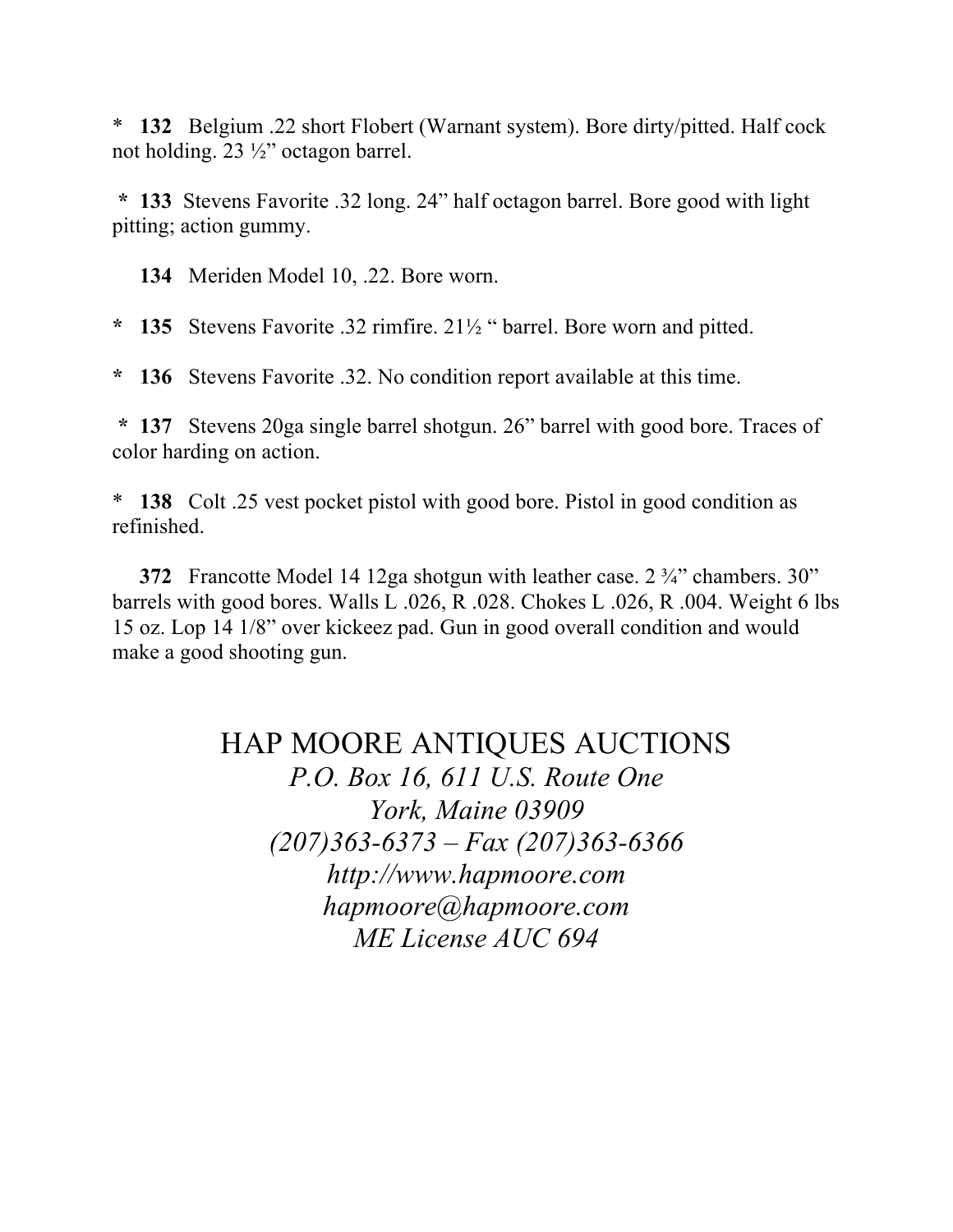\* **132** Belgium .22 short Flobert (Warnant system). Bore dirty/pitted. Half cock not holding. 23 ½" octagon barrel.

\* **133** Stevens Favorite .32 long. 24" half octagon barrel. Bore good with light pitting; action gummy.

**134** Meriden Model 10, .22. Bore worn.

**\* 135** Stevens Favorite .32 rimfire. 21½ " barrel. Bore worn and pitted.

**\* 136** Stevens Favorite .32. No condition report available at this time.

**\* 137** Stevens 20ga single barrel shotgun. 26" barrel with good bore. Traces of color harding on action.

\* **138** Colt .25 vest pocket pistol with good bore. Pistol in good condition as refinished.

**372** Francotte Model 14 12ga shotgun with leather case. 2 ¾" chambers. 30" barrels with good bores. Walls L .026, R .028. Chokes L .026, R .004. Weight 6 lbs 15 oz. Lop 14 1/8" over kickeez pad. Gun in good overall condition and would make a good shooting gun.

HAP MOORE ANTIQUES AUCTIONS

*P.O. Box 16, 611 U.S. Route One*
*York, Maine 03909*
*(207)363-6373 – Fax (207)363-6366*
*http://www.hapmoore.com*
*hapmoore@hapmoore.com*
*ME License AUC 694*